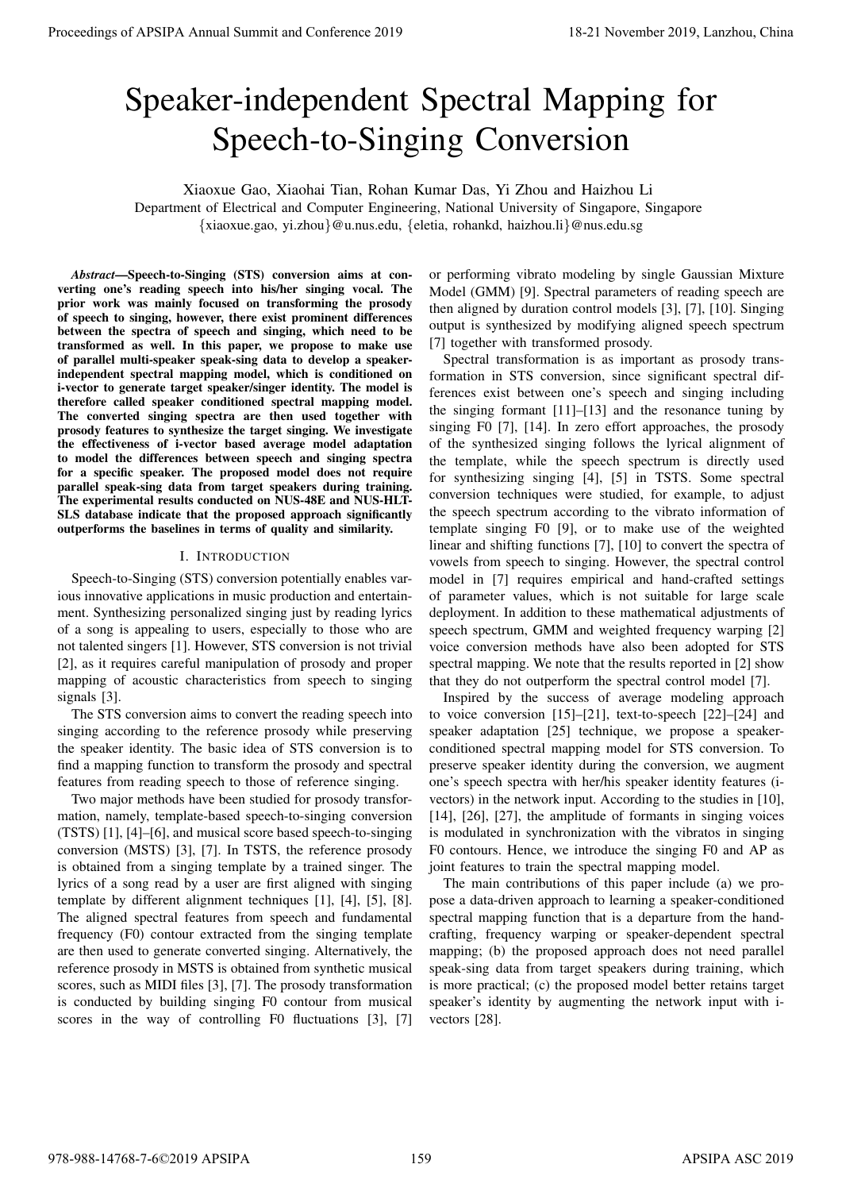# Speaker-independent Spectral Mapping for Speech-to-Singing Conversion

Xiaoxue Gao, Xiaohai Tian, Rohan Kumar Das, Yi Zhou and Haizhou Li

Department of Electrical and Computer Engineering, National University of Singapore, Singapore

{xiaoxue.gao, yi.zhou}@u.nus.edu, {eletia, rohankd, haizhou.li}@nus.edu.sg

***Abstract*—Speech-to-Singing (STS) conversion aims at converting one's reading speech into his/her singing vocal. The prior work was mainly focused on transforming the prosody of speech to singing, however, there exist prominent differences between the spectra of speech and singing, which need to be transformed as well. In this paper, we propose to make use of parallel multi-speaker speak-sing data to develop a speaker-independent spectral mapping model, which is conditioned on i-vector to generate target speaker/singer identity. The model is therefore called speaker conditioned spectral mapping model. The converted singing spectra are then used together with prosody features to synthesize the target singing. We investigate the effectiveness of i-vector based average model adaptation to model the differences between speech and singing spectra for a specific speaker. The proposed model does not require parallel speak-sing data from target speakers during training. The experimental results conducted on NUS-48E and NUS-HLT-SLS database indicate that the proposed approach significantly outperforms the baselines in terms of quality and similarity.**

## I. Introduction

Speech-to-Singing (STS) conversion potentially enables various innovative applications in music production and entertainment. Synthesizing personalized singing just by reading lyrics of a song is appealing to users, especially to those who are not talented singers [1]. However, STS conversion is not trivial [2], as it requires careful manipulation of prosody and proper mapping of acoustic characteristics from speech to singing signals [3].

The STS conversion aims to convert the reading speech into singing according to the reference prosody while preserving the speaker identity. The basic idea of STS conversion is to find a mapping function to transform the prosody and spectral features from reading speech to those of reference singing.

Two major methods have been studied for prosody transformation, namely, template-based speech-to-singing conversion (TSTS) [1], [4]–[6], and musical score based speech-to-singing conversion (MSTS) [3], [7]. In TSTS, the reference prosody is obtained from a singing template by a trained singer. The lyrics of a song read by a user are first aligned with singing template by different alignment techniques [1], [4], [5], [8]. The aligned spectral features from speech and fundamental frequency (F0) contour extracted from the singing template are then used to generate converted singing. Alternatively, the reference prosody in MSTS is obtained from synthetic musical scores, such as MIDI files [3], [7]. The prosody transformation is conducted by building singing F0 contour from musical scores in the way of controlling F0 fluctuations [3], [7] or performing vibrato modeling by single Gaussian Mixture Model (GMM) [9]. Spectral parameters of reading speech are then aligned by duration control models [3], [7], [10]. Singing output is synthesized by modifying aligned speech spectrum [7] together with transformed prosody.

Spectral transformation is as important as prosody transformation in STS conversion, since significant spectral differences exist between one's speech and singing including the singing formant [11]–[13] and the resonance tuning by singing F0 [7], [14]. In zero effort approaches, the prosody of the synthesized singing follows the lyrical alignment of the template, while the speech spectrum is directly used for synthesizing singing [4], [5] in TSTS. Some spectral conversion techniques were studied, for example, to adjust the speech spectrum according to the vibrato information of template singing F0 [9], or to make use of the weighted linear and shifting functions [7], [10] to convert the spectra of vowels from speech to singing. However, the spectral control model in [7] requires empirical and hand-crafted settings of parameter values, which is not suitable for large scale deployment. In addition to these mathematical adjustments of speech spectrum, GMM and weighted frequency warping [2] voice conversion methods have also been adopted for STS spectral mapping. We note that the results reported in [2] show that they do not outperform the spectral control model [7].

Inspired by the success of average modeling approach to voice conversion [15]–[21], text-to-speech [22]–[24] and speaker adaptation [25] technique, we propose a speaker-conditioned spectral mapping model for STS conversion. To preserve speaker identity during the conversion, we augment one's speech spectra with her/his speaker identity features (i-vectors) in the network input. According to the studies in [10], [14], [26], [27], the amplitude of formants in singing voices is modulated in synchronization with the vibratos in singing F0 contours. Hence, we introduce the singing F0 and AP as joint features to train the spectral mapping model.

The main contributions of this paper include (a) we propose a data-driven approach to learning a speaker-conditioned spectral mapping function that is a departure from the hand-crafting, frequency warping or speaker-dependent spectral mapping; (b) the proposed approach does not need parallel speak-sing data from target speakers during training, which is more practical; (c) the proposed model better retains target speaker's identity by augmenting the network input with i-vectors [28].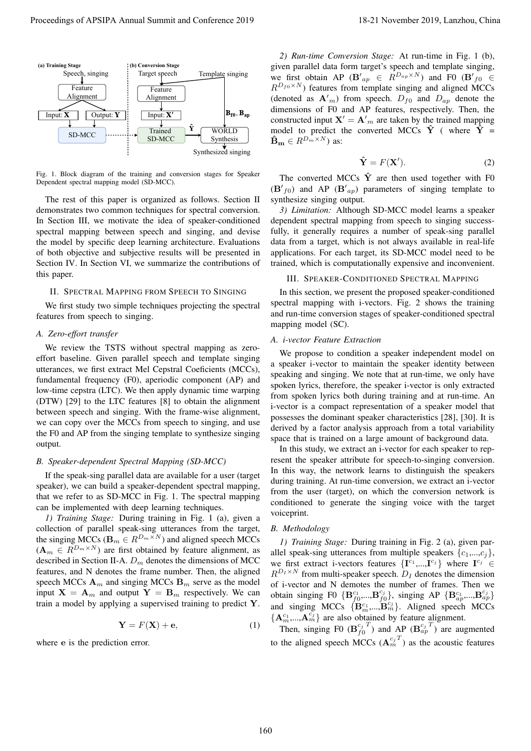(a) Training Stage

Speech, singing

Feature Alignment

Input: $\mathbf{X}$

Output: $\mathbf{Y}$

SD-MCC

(b) Conversion Stage

Target speech

Template singing

Feature Alignment

Input: $\mathbf{X'}$

$\mathbf{B_{f0}}, \mathbf{B_{ap}}$

Trained SD-MCC

$\hat{\mathbf{Y}}$

WORLD Synthesis

Synthesized singing

Fig. 1. Block diagram of the training and conversion stages for Speaker Dependent spectral mapping model (SD-MCC).

The rest of this paper is organized as follows. Section II demonstrates two common techniques for spectral conversion. In Section III, we motivate the idea of speaker-conditioned spectral mapping between speech and singing, and devise the model by specific deep learning architecture. Evaluations of both objective and subjective results will be presented in Section IV. In Section VI, we summarize the contributions of this paper.

## II. Spectral Mapping from Speech to Singing

We first study two simple techniques projecting the spectral features from speech to singing.

### A. Zero-effort transfer

We review the TSTS without spectral mapping as zero-effort baseline. Given parallel speech and template singing utterances, we first extract Mel Cepstral Coeficients (MCCs), fundamental frequency (F0), aperiodic component (AP) and low-time cepstra (LTC). We then apply dynamic time warping (DTW) [29] to the LTC features [8] to obtain the alignment between speech and singing. With the frame-wise alignment, we can copy over the MCCs from speech to singing, and use the F0 and AP from the singing template to synthesize singing output.

### B. Speaker-dependent Spectral Mapping (SD-MCC)

If the speak-sing parallel data are available for a user (target speaker), we can build a speaker-dependent spectral mapping, that we refer to as SD-MCC in Fig. 1. The spectral mapping can be implemented with deep learning techniques.

*1) Training Stage:* During training in Fig. 1 (a), given a collection of parallel speak-sing utterances from the target, the singing MCCs ($\mathbf{B}_m \in R^{D_m \times N}$) and aligned speech MCCs ($\mathbf{A}_m \in R^{D_m \times N}$) are first obtained by feature alignment, as described in Section II-A. $D_m$ denotes the dimensions of MCC features, and N denotes the frame number. Then, the aligned speech MCCs $\mathbf{A}_m$ and singing MCCs $\mathbf{B}_m$ serve as the model input $\mathbf{X} = \mathbf{A}_m$ and output $\mathbf{Y} = \mathbf{B}_m$ respectively. We can train a model by applying a supervised training to predict $\mathbf{Y}$.

$$\mathbf{Y} = F(\mathbf{X}) + \mathbf{e}, \tag{1}$$

where $\mathbf{e}$ is the prediction error.

*2) Run-time Conversion Stage:* At run-time in Fig. 1 (b), given parallel data form target's speech and template singing, we first obtain AP ($\mathbf{B'}_{ap} \in R^{D_{ap} \times N}$) and F0 ($\mathbf{B'}_{f0} \in R^{D_{f0} \times N}$) features from template singing and aligned MCCs (denoted as $\mathbf{A'}_m$) from speech. $D_{f0}$ and $D_{ap}$ denote the dimensions of F0 and AP features, respectively. Then, the constructed input $\mathbf{X'} = \mathbf{A'}_m$ are taken by the trained mapping model to predict the converted MCCs $\hat{\mathbf{Y}}$ ( where $\hat{\mathbf{Y}}$ = $\hat{\mathbf{B}}_\mathbf{m} \in R^{D_m \times N}$) as:

$$\hat{\mathbf{Y}} = F(\mathbf{X'}). \tag{2}$$

The converted MCCs $\hat{\mathbf{Y}}$ are then used together with F0 ($\mathbf{B'}_{f0}$) and AP ($\mathbf{B'}_{ap}$) parameters of singing template to synthesize singing output.

*3) Limitation:* Although SD-MCC model learns a speaker dependent spectral mapping from speech to singing successfully, it generally requires a number of speak-sing parallel data from a target, which is not always available in real-life applications. For each target, its SD-MCC model need to be trained, which is computationally expensive and inconvenient.

## III. Speaker-Conditioned Spectral Mapping

In this section, we present the proposed speaker-conditioned spectral mapping with i-vectors. Fig. 2 shows the training and run-time conversion stages of speaker-conditioned spectral mapping model (SC).

### A. i-vector Feature Extraction

We propose to condition a speaker independent model on a speaker i-vector to maintain the speaker identity between speaking and singing. We note that at run-time, we only have spoken lyrics, therefore, the speaker i-vector is only extracted from spoken lyrics both during training and at run-time. An i-vector is a compact representation of a speaker model that possesses the dominant speaker characteristics [28], [30]. It is derived by a factor analysis approach from a total variability space that is trained on a large amount of background data.

In this study, we extract an i-vector for each speaker to represent the speaker attribute for speech-to-singing conversion. In this way, the network learns to distinguish the speakers during training. At run-time conversion, we extract an i-vector from the user (target), on which the conversion network is conditioned to generate the singing voice with the target voiceprint.

### B. Methodology

*1) Training Stage:* During training in Fig. 2 (a), given parallel speak-sing utterances from multiple speakers $\{c_1,...,c_j\}$, we first extract i-vectors features $\{\mathbf{I}^{c_1},...,\mathbf{I}^{c_j}\}$ where $\mathbf{I}^{c_j} \in R^{D_I \times N}$ from multi-speaker speech. $D_I$ denotes the dimension of i-vector and N demotes the number of frames. Then we obtain singing F0 $\{\mathbf{B}_{f0}^{c_1},...,\mathbf{B}_{f0}^{c_j}\}$, singing AP $\{\mathbf{B}_{ap}^{c_1},...,\mathbf{B}_{ap}^{c_j}\}$ and singing MCCs $\{\mathbf{B}_{m}^{c_1},...,\mathbf{B}_{m}^{c_j}\}$. Aligned speech MCCs $\{\mathbf{A}_{m}^{c_1},...,\mathbf{A}_{m}^{c_j}\}$ are also obtained by feature alignment.

Then, singing F0 (${\mathbf{B}_{f0}^{c_j}}^T$) and AP (${\mathbf{B}_{ap}^{c_j}}^T$) are augmented to the aligned speech MCCs (${\mathbf{A}_{m}^{c_j}}^T$) as the acoustic features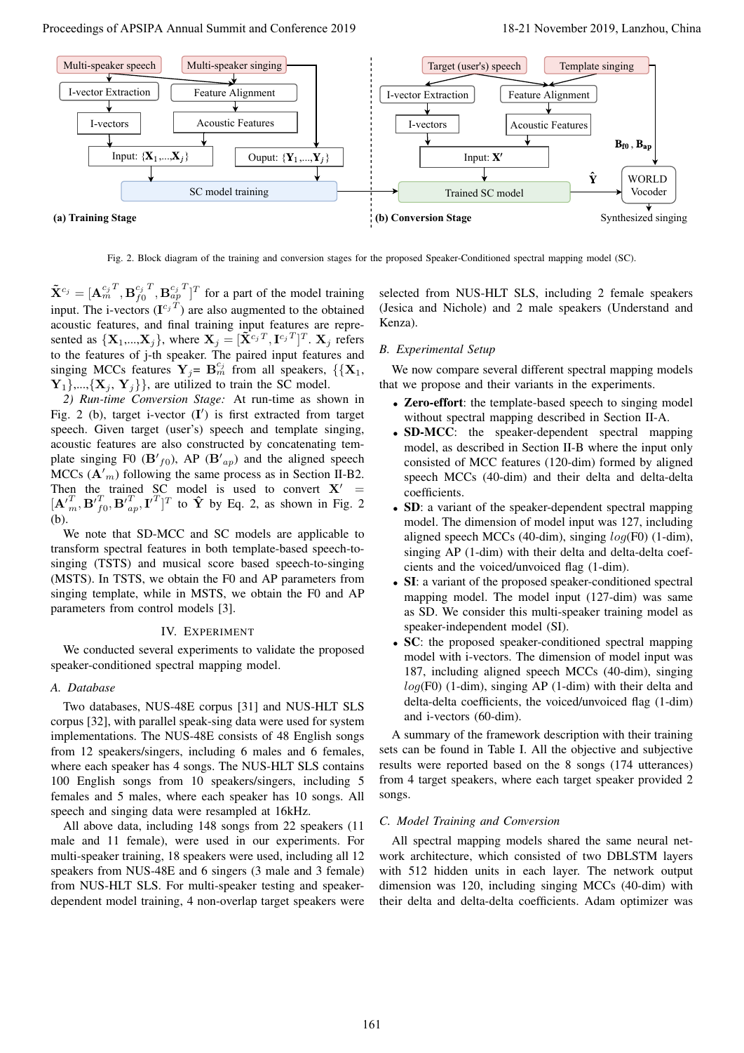Fig. 2. Block diagram of the training and conversion stages for the proposed Speaker-Conditioned spectral mapping model (SC).

$\tilde{\mathbf{X}}^{c_j} = [\mathbf{A}_m^{c_j\,T}, \mathbf{B}_{f0}^{c_j\,T}, \mathbf{B}_{ap}^{c_j\,T}]^T$ for a part of the model training input. The i-vectors ($\mathbf{I}^{c_j\,T}$) are also augmented to the obtained acoustic features, and final training input features are represented as $\{\mathbf{X}_1,...,\mathbf{X}_j\}$, where $\mathbf{X}_j = [\tilde{\mathbf{X}}^{c_j\,T}, \mathbf{I}^{c_j\,T}]^T$. $\mathbf{X}_j$ refers to the features of j-th speaker. The paired input features and singing MCCs features $\mathbf{Y}_j = \mathbf{B}_m^{c_j}$ from all speakers, $\{\{\mathbf{X}_1, \mathbf{Y}_1\},...,\{\mathbf{X}_j, \mathbf{Y}_j\}\}$, are utilized to train the SC model.

*2) Run-time Conversion Stage:* At run-time as shown in Fig. 2 (b), target i-vector ($\mathbf{I}'$) is first extracted from target speech. Given target (user's) speech and template singing, acoustic features are also constructed by concatenating template singing F0 ($\mathbf{B}'_{f0}$), AP ($\mathbf{B}'_{ap}$) and the aligned speech MCCs ($\mathbf{A}'_m$) following the same process as in Section II-B2. Then the trained SC model is used to convert $\mathbf{X}' = [\mathbf{A}'^T_m, \mathbf{B}'^T_{f0}, \mathbf{B}'^T_{ap}, \mathbf{I}'^T]^T$ to $\hat{\mathbf{Y}}$ by Eq. 2, as shown in Fig. 2 (b).

We note that SD-MCC and SC models are applicable to transform spectral features in both template-based speech-to-singing (TSTS) and musical score based speech-to-singing (MSTS). In TSTS, we obtain the F0 and AP parameters from singing template, while in MSTS, we obtain the F0 and AP parameters from control models [3].

## IV. Experiment

We conducted several experiments to validate the proposed speaker-conditioned spectral mapping model.

### A. Database

Two databases, NUS-48E corpus [31] and NUS-HLT SLS corpus [32], with parallel speak-sing data were used for system implementations. The NUS-48E consists of 48 English songs from 12 speakers/singers, including 6 males and 6 females, where each speaker has 4 songs. The NUS-HLT SLS contains 100 English songs from 10 speakers/singers, including 5 females and 5 males, where each speaker has 10 songs. All speech and singing data were resampled at 16kHz.

All above data, including 148 songs from 22 speakers (11 male and 11 female), were used in our experiments. For multi-speaker training, 18 speakers were used, including all 12 speakers from NUS-48E and 6 singers (3 male and 3 female) from NUS-HLT SLS. For multi-speaker testing and speaker-dependent model training, 4 non-overlap target speakers were selected from NUS-HLT SLS, including 2 female speakers (Jesica and Nichole) and 2 male speakers (Understand and Kenza).

### B. Experimental Setup

We now compare several different spectral mapping models that we propose and their variants in the experiments.

- **Zero-effort**: the template-based speech to singing model without spectral mapping described in Section II-A.
- **SD-MCC**: the speaker-dependent spectral mapping model, as described in Section II-B where the input only consisted of MCC features (120-dim) formed by aligned speech MCCs (40-dim) and their delta and delta-delta coefficients.
- **SD**: a variant of the speaker-dependent spectral mapping model. The dimension of model input was 127, including aligned speech MCCs (40-dim), singing $log$(F0) (1-dim), singing AP (1-dim) with their delta and delta-delta coefficients and the voiced/unvoiced flag (1-dim).
- **SI**: a variant of the proposed speaker-conditioned spectral mapping model. The model input (127-dim) was same as SD. We consider this multi-speaker training model as speaker-independent model (SI).
- **SC**: the proposed speaker-conditioned spectral mapping model with i-vectors. The dimension of model input was 187, including aligned speech MCCs (40-dim), singing $log$(F0) (1-dim), singing AP (1-dim) with their delta and delta-delta coefficients, the voiced/unvoiced flag (1-dim) and i-vectors (60-dim).

A summary of the framework description with their training sets can be found in Table I. All the objective and subjective results were reported based on the 8 songs (174 utterances) from 4 target speakers, where each target speaker provided 2 songs.

### C. Model Training and Conversion

All spectral mapping models shared the same neural network architecture, which consisted of two DBLSTM layers with 512 hidden units in each layer. The network output dimension was 120, including singing MCCs (40-dim) with their delta and delta-delta coefficients. Adam optimizer was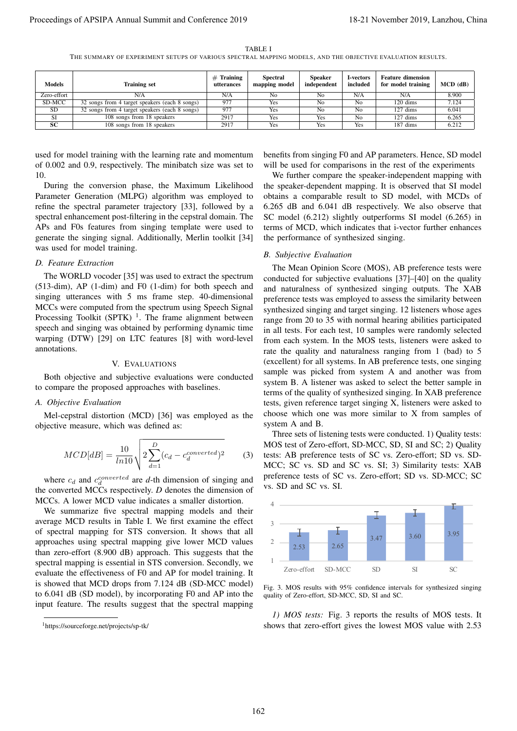TABLE I

THE SUMMARY OF EXPERIMENT SETUPS OF VARIOUS SPECTRAL MAPPING MODELS, AND THE OBJECTIVE EVALUATION RESULTS.

| Models | Training set | # Training utterances | Spectral mapping model | Speaker independent | I-vectors included | Feature dimension for model training | MCD (dB) |
|---|---|---|---|---|---|---|---|
| Zero-effort | N/A | N/A | No | No | N/A | N/A | 8.900 |
| SD-MCC | 32 songs from 4 target speakers (each 8 songs) | 977 | Yes | No | No | 120 dims | 7.124 |
| SD | 32 songs from 4 target speakers (each 8 songs) | 977 | Yes | No | No | 127 dims | 6.041 |
| SI | 108 songs from 18 speakers | 2917 | Yes | Yes | No | 127 dims | 6.265 |
| **SC** | 108 songs from 18 speakers | 2917 | Yes | Yes | Yes | 187 dims | 6.212 |

used for model training with the learning rate and momentum of 0.002 and 0.9, respectively. The minibatch size was set to 10.

During the conversion phase, the Maximum Likelihood Parameter Generation (MLPG) algorithm was employed to refine the spectral parameter trajectory [33], followed by a spectral enhancement post-filtering in the cepstral domain. The APs and F0s features from singing template were used to generate the singing signal. Additionally, Merlin toolkit [34] was used for model training.

### D. Feature Extraction

The WORLD vocoder [35] was used to extract the spectrum (513-dim), AP (1-dim) and F0 (1-dim) for both speech and singing utterances with 5 ms frame step. 40-dimensional MCCs were computed from the spectrum using Speech Signal Processing Toolkit (SPTK) [1]. The frame alignment between speech and singing was obtained by performing dynamic time warping (DTW) [29] on LTC features [8] with word-level annotations.

## V. Evaluations

Both objective and subjective evaluations were conducted to compare the proposed approaches with baselines.

### A. Objective Evaluation

Mel-cepstral distortion (MCD) [36] was employed as the objective measure, which was defined as:

$$MCD[dB] = \frac{10}{ln10}\sqrt{2\sum_{d=1}^{D}(c_d - c_d^{converted})^2} \quad (3)$$

where $c_d$ and $c_d^{converted}$ are $d$-th dimension of singing and the converted MCCs respectively. $D$ denotes the dimension of MCCs. A lower MCD value indicates a smaller distortion.

We summarize five spectral mapping models and their average MCD results in Table I. We first examine the effect of spectral mapping for STS conversion. It shows that all approaches using spectral mapping give lower MCD values than zero-effort (8.900 dB) approach. This suggests that the spectral mapping is essential in STS conversion. Secondly, we evaluate the effectiveness of F0 and AP for model training. It is showed that MCD drops from 7.124 dB (SD-MCC model) to 6.041 dB (SD model), by incorporating F0 and AP into the input feature. The results suggest that the spectral mapping benefits from singing F0 and AP parameters. Hence, SD model will be used for comparisons in the rest of the experiments

We further compare the speaker-independent mapping with the speaker-dependent mapping. It is observed that SI model obtains a comparable result to SD model, with MCDs of 6.265 dB and 6.041 dB respectively. We also observe that SC model (6.212) slightly outperforms SI model (6.265) in terms of MCD, which indicates that i-vector further enhances the performance of synthesized singing.

### B. Subjective Evaluation

The Mean Opinion Score (MOS), AB preference tests were conducted for subjective evaluations [37]–[40] on the quality and naturalness of synthesized singing outputs. The XAB preference tests was employed to assess the similarity between synthesized singing and target singing. 12 listeners whose ages range from 20 to 35 with normal hearing abilities participated in all tests. For each test, 10 samples were randomly selected from each system. In the MOS tests, listeners were asked to rate the quality and naturalness ranging from 1 (bad) to 5 (excellent) for all systems. In AB preference tests, one singing sample was picked from system A and another was from system B. A listener was asked to select the better sample in terms of the quality of synthesized singing. In XAB preference tests, given reference target singing X, listeners were asked to choose which one was more similar to X from samples of system A and B.

Three sets of listening tests were conducted. 1) Quality tests: MOS test of Zero-effort, SD-MCC, SD, SI and SC; 2) Quality tests: AB preference tests of SC vs. Zero-effort; SD vs. SD-MCC; SC vs. SD and SC vs. SI; 3) Similarity tests: XAB preference tests of SC vs. Zero-effort; SD vs. SD-MCC; SC vs. SD and SC vs. SI.

4
3
2
1
2.53
2.65
3.47
3.60
3.95
Zero-effort
SD-MCC
SD
SI
SC

Fig. 3. MOS results with 95% confidence intervals for synthesized singing quality of Zero-effort, SD-MCC, SD, SI and SC.

*1) MOS tests:* Fig. 3 reports the results of MOS tests. It shows that zero-effort gives the lowest MOS value with 2.53

[1] https://sourceforge.net/projects/sp-tk/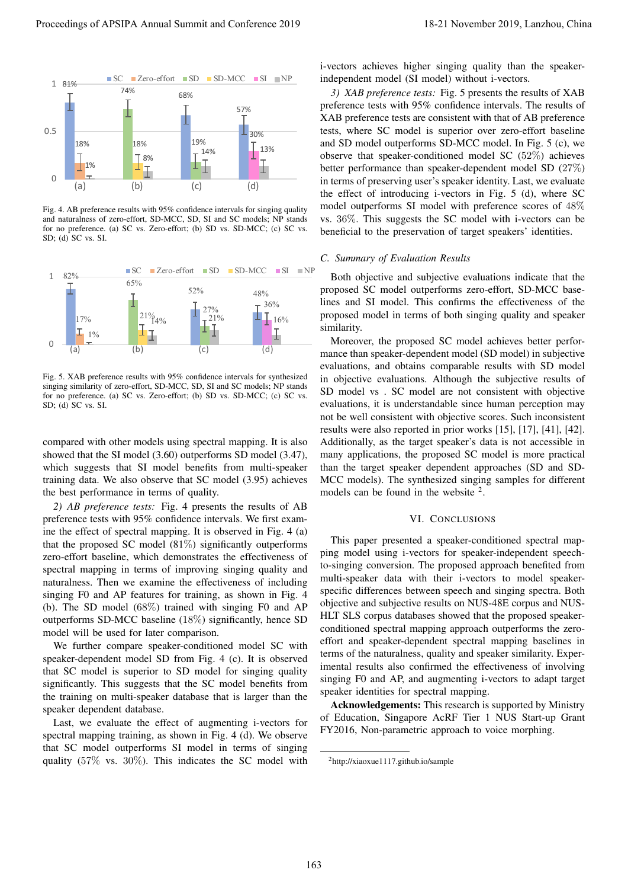1 81%
SC Zero-effort SD SD-MCC SI NP
74%
68%
57%
0.5
18%
18%
19%
14%
30%
13%
1%
8%
0
(a) (b) (c) (d)

Fig. 4. AB preference results with 95% confidence intervals for singing quality and naturalness of zero-effort, SD-MCC, SD, SI and SC models; NP stands for no preference. (a) SC vs. Zero-effort; (b) SD vs. SD-MCC; (c) SC vs. SD; (d) SC vs. SI.

1 82%
SC Zero-effort SD SD-MCC SI NP
65%
52%
48%
36%
27%
21%
17%
21%
14%
16%
1%
0
(a) (b) (c) (d)

Fig. 5. XAB preference results with 95% confidence intervals for synthesized singing similarity of zero-effort, SD-MCC, SD, SI and SC models; NP stands for no preference. (a) SC vs. Zero-effort; (b) SD vs. SD-MCC; (c) SC vs. SD; (d) SC vs. SI.

compared with other models using spectral mapping. It is also showed that the SI model (3.60) outperforms SD model (3.47), which suggests that SI model benefits from multi-speaker training data. We also observe that SC model (3.95) achieves the best performance in terms of quality.

*2) AB preference tests:* Fig. 4 presents the results of AB preference tests with 95% confidence intervals. We first examine the effect of spectral mapping. It is observed in Fig. 4 (a) that the proposed SC model (81%) significantly outperforms zero-effort baseline, which demonstrates the effectiveness of spectral mapping in terms of improving singing quality and naturalness. Then we examine the effectiveness of including singing F0 and AP features for training, as shown in Fig. 4 (b). The SD model (68%) trained with singing F0 and AP outperforms SD-MCC baseline (18%) significantly, hence SD model will be used for later comparison.

We further compare speaker-conditioned model SC with speaker-dependent model SD from Fig. 4 (c). It is observed that SC model is superior to SD model for singing quality significantly. This suggests that the SC model benefits from the training on multi-speaker database that is larger than the speaker dependent database.

Last, we evaluate the effect of augmenting i-vectors for spectral mapping training, as shown in Fig. 4 (d). We observe that SC model outperforms SI model in terms of singing quality (57% vs. 30%). This indicates the SC model with i-vectors achieves higher singing quality than the speaker-independent model (SI model) without i-vectors.

*3) XAB preference tests:* Fig. 5 presents the results of XAB preference tests with 95% confidence intervals. The results of XAB preference tests are consistent with that of AB preference tests, where SC model is superior over zero-effort baseline and SD model outperforms SD-MCC model. In Fig. 5 (c), we observe that speaker-conditioned model SC (52%) achieves better performance than speaker-dependent model SD (27%) in terms of preserving user's speaker identity. Last, we evaluate the effect of introducing i-vectors in Fig. 5 (d), where SC model outperforms SI model with preference scores of 48% vs. 36%. This suggests the SC model with i-vectors can be beneficial to the preservation of target speakers' identities.

### *C. Summary of Evaluation Results*

Both objective and subjective evaluations indicate that the proposed SC model outperforms zero-effort, SD-MCC baselines and SI model. This confirms the effectiveness of the proposed model in terms of both singing quality and speaker similarity.

Moreover, the proposed SC model achieves better performance than speaker-dependent model (SD model) in subjective evaluations, and obtains comparable results with SD model in objective evaluations. Although the subjective results of SD model vs . SC model are not consistent with objective evaluations, it is understandable since human perception may not be well consistent with objective scores. Such inconsistent results were also reported in prior works [15], [17], [41], [42]. Additionally, as the target speaker's data is not accessible in many applications, the proposed SC model is more practical than the target speaker dependent approaches (SD and SD-MCC models). The synthesized singing samples for different models can be found in the website [2].

## VI. Conclusions

This paper presented a speaker-conditioned spectral mapping model using i-vectors for speaker-independent speech-to-singing conversion. The proposed approach benefited from multi-speaker data with their i-vectors to model speaker-specific differences between speech and singing spectra. Both objective and subjective results on NUS-48E corpus and NUS-HLT SLS corpus databases showed that the proposed speaker-conditioned spectral mapping approach outperforms the zero-effort and speaker-dependent spectral mapping baselines in terms of the naturalness, quality and speaker similarity. Experimental results also confirmed the effectiveness of involving singing F0 and AP, and augmenting i-vectors to adapt target speaker identities for spectral mapping.

**Acknowledgements:** This research is supported by Ministry of Education, Singapore AcRF Tier 1 NUS Start-up Grant FY2016, Non-parametric approach to voice morphing.

[2]http://xiaoxue1117.github.io/sample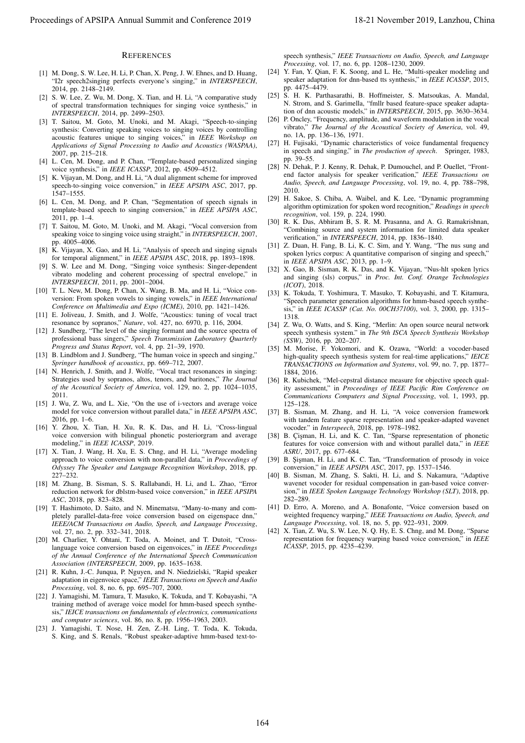## References

[1] M. Dong, S. W. Lee, H. Li, P. Chan, X. Peng, J. W. Ehnes, and D. Huang, "I2r speech2singing perfects everyone's singing," in *INTERSPEECH*, 2014, pp. 2148–2149.

[2] S. W. Lee, Z. Wu, M. Dong, X. Tian, and H. Li, "A comparative study of spectral transformation techniques for singing voice synthesis," in *INTERSPEECH*, 2014, pp. 2499–2503.

[3] T. Saitou, M. Goto, M. Unoki, and M. Akagi, "Speech-to-singing synthesis: Converting speaking voices to singing voices by controlling acoustic features unique to singing voices," in *IEEE Workshop on Applications of Signal Processing to Audio and Acoustics (WASPAA)*, 2007, pp. 215–218.

[4] L. Cen, M. Dong, and P. Chan, "Template-based personalized singing voice synthesis," in *IEEE ICASSP*, 2012, pp. 4509–4512.

[5] K. Vijayan, M. Dong, and H. Li, "A dual alignment scheme for improved speech-to-singing voice conversion," in *IEEE APSIPA ASC*, 2017, pp. 1547–1555.

[6] L. Cen, M. Dong, and P. Chan, "Segmentation of speech signals in template-based speech to singing conversion," in *IEEE APSIPA ASC*, 2011, pp. 1–4.

[7] T. Saitou, M. Goto, M. Unoki, and M. Akagi, "Vocal conversion from speaking voice to singing voice using straight," in *INTERSPEECH*, 2007, pp. 4005–4006.

[8] K. Vijayan, X. Gao, and H. Li, "Analysis of speech and singing signals for temporal alignment," in *IEEE APSIPA ASC*, 2018, pp. 1893–1898.

[9] S. W. Lee and M. Dong, "Singing voice synthesis: Singer-dependent vibrato modeling and coherent processing of spectral envelope," in *INTERSPEECH*, 2011, pp. 2001–2004.

[10] T. L. New, M. Dong, P. Chan, X. Wang, B. Ma, and H. Li, "Voice conversion: From spoken vowels to singing vowels," in *IEEE International Conference on Multimedia and Expo (ICME)*, 2010, pp. 1421–1426.

[11] E. Joliveau, J. Smith, and J. Wolfe, "Acoustics: tuning of vocal tract resonance by sopranos," *Nature*, vol. 427, no. 6970, p. 116, 2004.

[12] J. Sundberg, "The level of the singing formant and the source spectra of professional bass singers," *Speech Transmission Laboratory Quarterly Progress and Status Report*, vol. 4, pp. 21–39, 1970.

[13] B. Lindblom and J. Sundberg, "The human voice in speech and singing," *Springer handbook of acoustics*, pp. 669–712, 2007.

[14] N. Henrich, J. Smith, and J. Wolfe, "Vocal tract resonances in singing: Strategies used by sopranos, altos, tenors, and baritones," *The Journal of the Acoustical Society of America*, vol. 129, no. 2, pp. 1024–1035, 2011.

[15] J. Wu, Z. Wu, and L. Xie, "On the use of i-vectors and average voice model for voice conversion without parallel data," in *IEEE APSIPA ASC*, 2016, pp. 1–6.

[16] Y. Zhou, X. Tian, H. Xu, R. K. Das, and H. Li, "Cross-lingual voice conversion with bilingual phonetic posteriorgram and average modeling," in *IEEE ICASSP*, 2019.

[17] X. Tian, J. Wang, H. Xu, E. S. Chng, and H. Li, "Average modeling approach to voice conversion with non-parallel data," in *Proceedings of Odyssey The Speaker and Language Recognition Workshop*, 2018, pp. 227–232.

[18] M. Zhang, B. Sisman, S. S. Rallabandi, H. Li, and L. Zhao, "Error reduction network for dblstm-based voice conversion," in *IEEE APSIPA ASC*, 2018, pp. 823–828.

[19] T. Hashimoto, D. Saito, and N. Minematsu, "Many-to-many and completely parallel-data-free voice conversion based on eigenspace dnn," *IEEE/ACM Transactions on Audio, Speech, and Language Processing*, vol. 27, no. 2, pp. 332–341, 2018.

[20] M. Charlier, Y. Ohtani, T. Toda, A. Moinet, and T. Dutoit, "Cross-language voice conversion based on eigenvoices," in *IEEE Proceedings of the Annual Conference of the International Speech Communication Association (INTERSPEECH*, 2009, pp. 1635–1638.

[21] R. Kuhn, J.-C. Junqua, P. Nguyen, and N. Niedzielski, "Rapid speaker adaptation in eigenvoice space," *IEEE Transactions on Speech and Audio Processing*, vol. 8, no. 6, pp. 695–707, 2000.

[22] J. Yamagishi, M. Tamura, T. Masuko, K. Tokuda, and T. Kobayashi, "A training method of average voice model for hmm-based speech synthesis," *IEICE transactions on fundamentals of electronics, communications and computer sciences*, vol. 86, no. 8, pp. 1956–1963, 2003.

[23] J. Yamagishi, T. Nose, H. Zen, Z.-H. Ling, T. Toda, K. Tokuda, S. King, and S. Renals, "Robust speaker-adaptive hmm-based text-to-speech synthesis," *IEEE Transactions on Audio, Speech, and Language Processing*, vol. 17, no. 6, pp. 1208–1230, 2009.

[24] Y. Fan, Y. Qian, F. K. Soong, and L. He, "Multi-speaker modeling and speaker adaptation for dnn-based tts synthesis," in *IEEE ICASSP*, 2015, pp. 4475–4479.

[25] S. H. K. Parthasarathi, B. Hoffmeister, S. Matsoukas, A. Mandal, N. Strom, and S. Garimella, "fmllr based feature-space speaker adaptation of dnn acoustic models," in *INTERSPEECH*, 2015, pp. 3630–3634.

[26] P. Oncley, "Frequency, amplitude, and waveform modulation in the vocal vibrato," *The Journal of the Acoustical Society of America*, vol. 49, no. 1A, pp. 136–136, 1971.

[27] H. Fujisaki, "Dynamic characteristics of voice fundamental frequency in speech and singing," in *The production of speech*. Springer, 1983, pp. 39–55.

[28] N. Dehak, P. J. Kenny, R. Dehak, P. Dumouchel, and P. Ouellet, "Front-end factor analysis for speaker verification," *IEEE Transactions on Audio, Speech, and Language Processing*, vol. 19, no. 4, pp. 788–798, 2010.

[29] H. Sakoe, S. Chiba, A. Waibel, and K. Lee, "Dynamic programming algorithm optimization for spoken word recognition," *Readings in speech recognition*, vol. 159, p. 224, 1990.

[30] R. K. Das, Abhiram B, S. R. M. Prasanna, and A. G. Ramakrishnan, "Combining source and system information for limited data speaker verification," in *INTERSPEECH*, 2014, pp. 1836–1840.

[31] Z. Duan, H. Fang, B. Li, K. C. Sim, and Y. Wang, "The nus sung and spoken lyrics corpus: A quantitative comparison of singing and speech," in *IEEE APSIPA ASC*, 2013, pp. 1–9.

[32] X. Gao, B. Sisman, R. K. Das, and K. Vijayan, "Nus-hlt spoken lyrics and singing (sls) corpus," in *Proc. Int. Conf. Orange Technologies (ICOT)*, 2018.

[33] K. Tokuda, T. Yoshimura, T. Masuko, T. Kobayashi, and T. Kitamura, "Speech parameter generation algorithms for hmm-based speech synthesis," in *IEEE ICASSP (Cat. No. 00CH37100)*, vol. 3, 2000, pp. 1315–1318.

[34] Z. Wu, O. Watts, and S. King, "Merlin: An open source neural network speech synthesis system." in *The 9th ISCA Speech Synthesis Workshop (SSW)*, 2016, pp. 202–207.

[35] M. Morise, F. Yokomori, and K. Ozawa, "World: a vocoder-based high-quality speech synthesis system for real-time applications," *IEICE TRANSACTIONS on Information and Systems*, vol. 99, no. 7, pp. 1877–1884, 2016.

[36] R. Kubichek, "Mel-cepstral distance measure for objective speech quality assessment," in *Proceedings of IEEE Pacific Rim Conference on Communications Computers and Signal Processing*, vol. 1, 1993, pp. 125–128.

[37] B. Sisman, M. Zhang, and H. Li, "A voice conversion framework with tandem feature sparse representation and speaker-adapted wavenet vocoder." in *Interspeech*, 2018, pp. 1978–1982.

[38] B. Çişman, H. Li, and K. C. Tan, "Sparse representation of phonetic features for voice conversion with and without parallel data," in *IEEE ASRU*, 2017, pp. 677–684.

[39] B. Şişman, H. Li, and K. C. Tan, "Transformation of prosody in voice conversion," in *IEEE APSIPA ASC*, 2017, pp. 1537–1546.

[40] B. Sisman, M. Zhang, S. Sakti, H. Li, and S. Nakamura, "Adaptive wavenet vocoder for residual compensation in gan-based voice conversion," in *IEEE Spoken Language Technology Workshop (SLT)*, 2018, pp. 282–289.

[41] D. Erro, A. Moreno, and A. Bonafonte, "Voice conversion based on weighted frequency warping," *IEEE Transactions on Audio, Speech, and Language Processing*, vol. 18, no. 5, pp. 922–931, 2009.

[42] X. Tian, Z. Wu, S. W. Lee, N. Q. Hy, E. S. Chng, and M. Dong, "Sparse representation for frequency warping based voice conversion," in *IEEE ICASSP*, 2015, pp. 4235–4239.